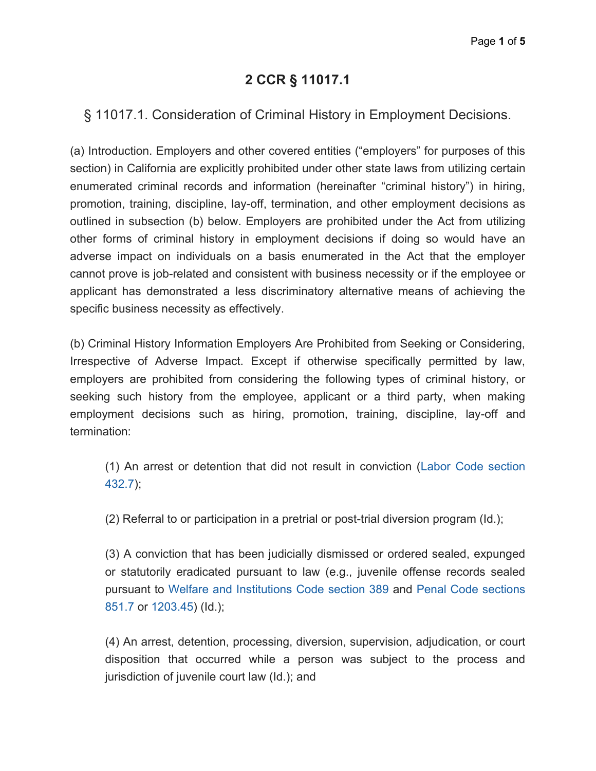# 2 CCR § 11017.1

## § 11017.1. Consideration of Criminal History in Employment Decisions.

(a) Introduction. Employers and other covered entities ("employers" for purposes of this section) in California are explicitly prohibited under other state laws from utilizing certain enumerated criminal records and information (hereinafter "criminal history") in hiring, promotion, training, discipline, lay-off, termination, and other employment decisions as outlined in subsection (b) below. Employers are prohibited under the Act from utilizing other forms of criminal history in employment decisions if doing so would have an adverse impact on individuals on a basis enumerated in the Act that the employer cannot prove is job-related and consistent with business necessity or if the employee or applicant has demonstrated a less discriminatory alternative means of achieving the specific business necessity as effectively.

(b) Criminal History Information Employers Are Prohibited from Seeking or Considering, Irrespective of Adverse Impact. Except if otherwise specifically permitted by law, employers are prohibited from considering the following types of criminal history, or seeking such history from the employee, applicant or a third party, when making employment decisions such as hiring, promotion, training, discipline, lay-off and termination:

> (1) An arrest or detention that did not result in conviction (Labor Code section 432.7);
>
> (2) Referral to or participation in a pretrial or post-trial diversion program (Id.);
>
> (3) A conviction that has been judicially dismissed or ordered sealed, expunged or statutorily eradicated pursuant to law (e.g., juvenile offense records sealed pursuant to Welfare and Institutions Code section 389 and Penal Code sections 851.7 or 1203.45) (Id.);
>
> (4) An arrest, detention, processing, diversion, supervision, adjudication, or court disposition that occurred while a person was subject to the process and jurisdiction of juvenile court law (Id.); and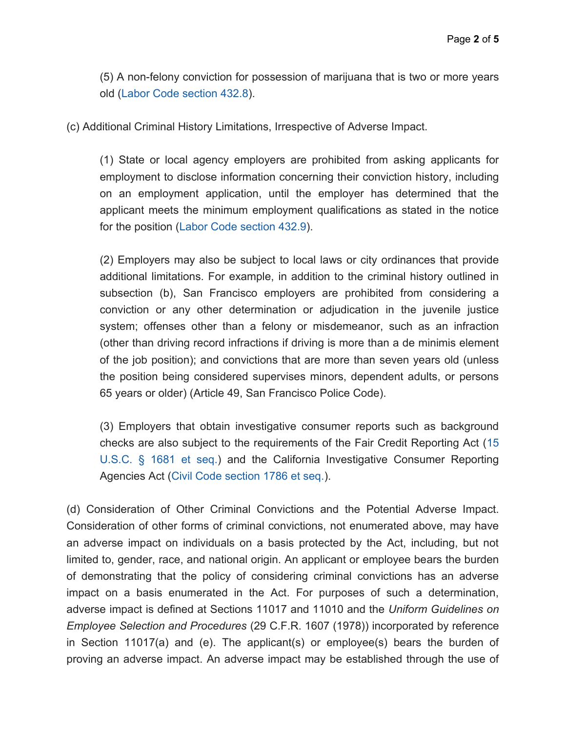(5) A non-felony conviction for possession of marijuana that is two or more years old (Labor Code section 432.8).

(c) Additional Criminal History Limitations, Irrespective of Adverse Impact.

(1) State or local agency employers are prohibited from asking applicants for employment to disclose information concerning their conviction history, including on an employment application, until the employer has determined that the applicant meets the minimum employment qualifications as stated in the notice for the position (Labor Code section 432.9).

(2) Employers may also be subject to local laws or city ordinances that provide additional limitations. For example, in addition to the criminal history outlined in subsection (b), San Francisco employers are prohibited from considering a conviction or any other determination or adjudication in the juvenile justice system; offenses other than a felony or misdemeanor, such as an infraction (other than driving record infractions if driving is more than a de minimis element of the job position); and convictions that are more than seven years old (unless the position being considered supervises minors, dependent adults, or persons 65 years or older) (Article 49, San Francisco Police Code).

(3) Employers that obtain investigative consumer reports such as background checks are also subject to the requirements of the Fair Credit Reporting Act (15 U.S.C. § 1681 et seq.) and the California Investigative Consumer Reporting Agencies Act (Civil Code section 1786 et seq.).

(d) Consideration of Other Criminal Convictions and the Potential Adverse Impact. Consideration of other forms of criminal convictions, not enumerated above, may have an adverse impact on individuals on a basis protected by the Act, including, but not limited to, gender, race, and national origin. An applicant or employee bears the burden of demonstrating that the policy of considering criminal convictions has an adverse impact on a basis enumerated in the Act. For purposes of such a determination, adverse impact is defined at Sections 11017 and 11010 and the *Uniform Guidelines on Employee Selection and Procedures* (29 C.F.R. 1607 (1978)) incorporated by reference in Section 11017(a) and (e). The applicant(s) or employee(s) bears the burden of proving an adverse impact. An adverse impact may be established through the use of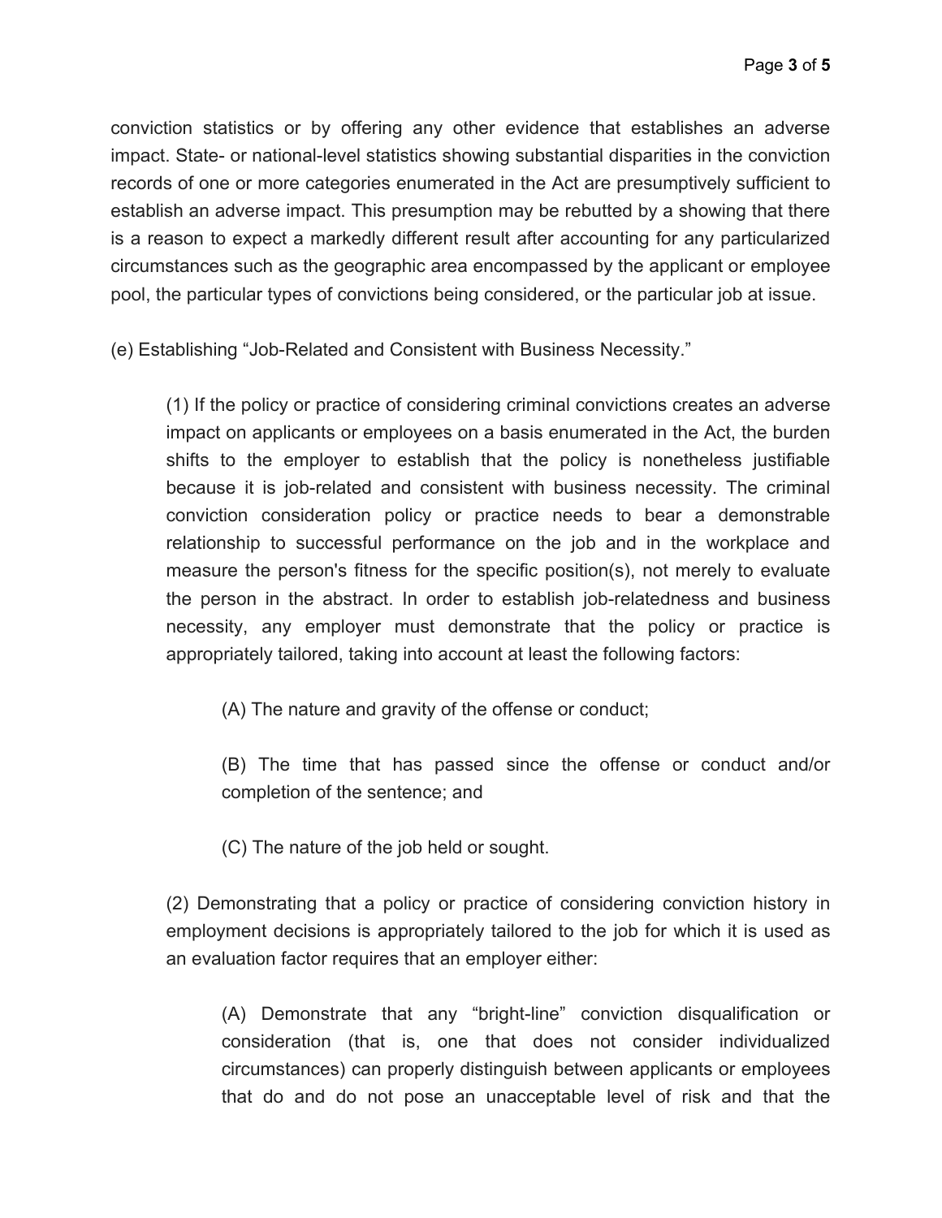conviction statistics or by offering any other evidence that establishes an adverse impact. State- or national-level statistics showing substantial disparities in the conviction records of one or more categories enumerated in the Act are presumptively sufficient to establish an adverse impact. This presumption may be rebutted by a showing that there is a reason to expect a markedly different result after accounting for any particularized circumstances such as the geographic area encompassed by the applicant or employee pool, the particular types of convictions being considered, or the particular job at issue.

(e) Establishing "Job-Related and Consistent with Business Necessity."

> (1) If the policy or practice of considering criminal convictions creates an adverse impact on applicants or employees on a basis enumerated in the Act, the burden shifts to the employer to establish that the policy is nonetheless justifiable because it is job-related and consistent with business necessity. The criminal conviction consideration policy or practice needs to bear a demonstrable relationship to successful performance on the job and in the workplace and measure the person's fitness for the specific position(s), not merely to evaluate the person in the abstract. In order to establish job-relatedness and business necessity, any employer must demonstrate that the policy or practice is appropriately tailored, taking into account at least the following factors:
>
> > (A) The nature and gravity of the offense or conduct;
> >
> > (B) The time that has passed since the offense or conduct and/or completion of the sentence; and
> >
> > (C) The nature of the job held or sought.
>
> (2) Demonstrating that a policy or practice of considering conviction history in employment decisions is appropriately tailored to the job for which it is used as an evaluation factor requires that an employer either:
>
> > (A) Demonstrate that any "bright-line" conviction disqualification or consideration (that is, one that does not consider individualized circumstances) can properly distinguish between applicants or employees that do and do not pose an unacceptable level of risk and that the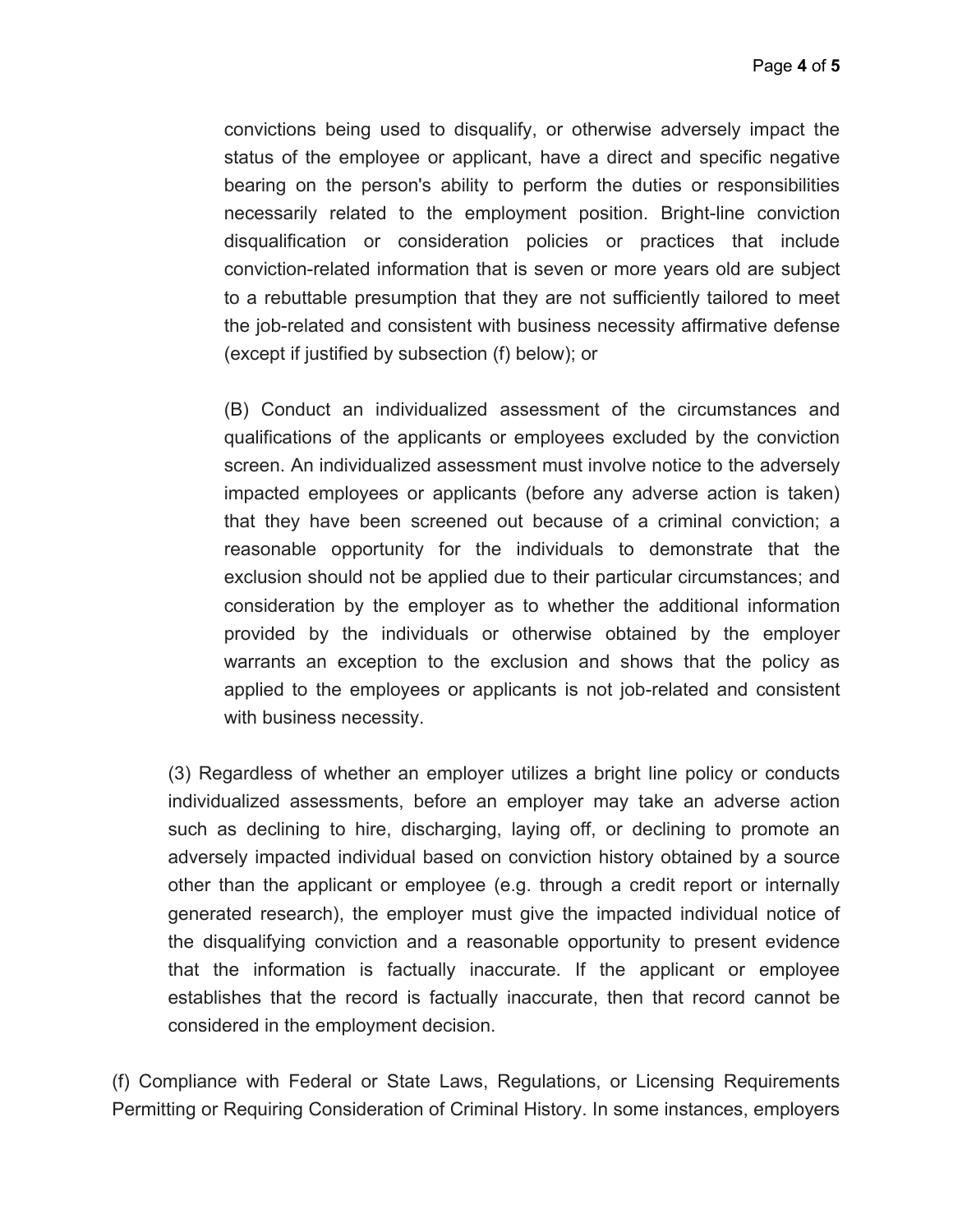convictions being used to disqualify, or otherwise adversely impact the status of the employee or applicant, have a direct and specific negative bearing on the person's ability to perform the duties or responsibilities necessarily related to the employment position. Bright-line conviction disqualification or consideration policies or practices that include conviction-related information that is seven or more years old are subject to a rebuttable presumption that they are not sufficiently tailored to meet the job-related and consistent with business necessity affirmative defense (except if justified by subsection (f) below); or

(B) Conduct an individualized assessment of the circumstances and qualifications of the applicants or employees excluded by the conviction screen. An individualized assessment must involve notice to the adversely impacted employees or applicants (before any adverse action is taken) that they have been screened out because of a criminal conviction; a reasonable opportunity for the individuals to demonstrate that the exclusion should not be applied due to their particular circumstances; and consideration by the employer as to whether the additional information provided by the individuals or otherwise obtained by the employer warrants an exception to the exclusion and shows that the policy as applied to the employees or applicants is not job-related and consistent with business necessity.

(3) Regardless of whether an employer utilizes a bright line policy or conducts individualized assessments, before an employer may take an adverse action such as declining to hire, discharging, laying off, or declining to promote an adversely impacted individual based on conviction history obtained by a source other than the applicant or employee (e.g. through a credit report or internally generated research), the employer must give the impacted individual notice of the disqualifying conviction and a reasonable opportunity to present evidence that the information is factually inaccurate. If the applicant or employee establishes that the record is factually inaccurate, then that record cannot be considered in the employment decision.

(f) Compliance with Federal or State Laws, Regulations, or Licensing Requirements Permitting or Requiring Consideration of Criminal History. In some instances, employers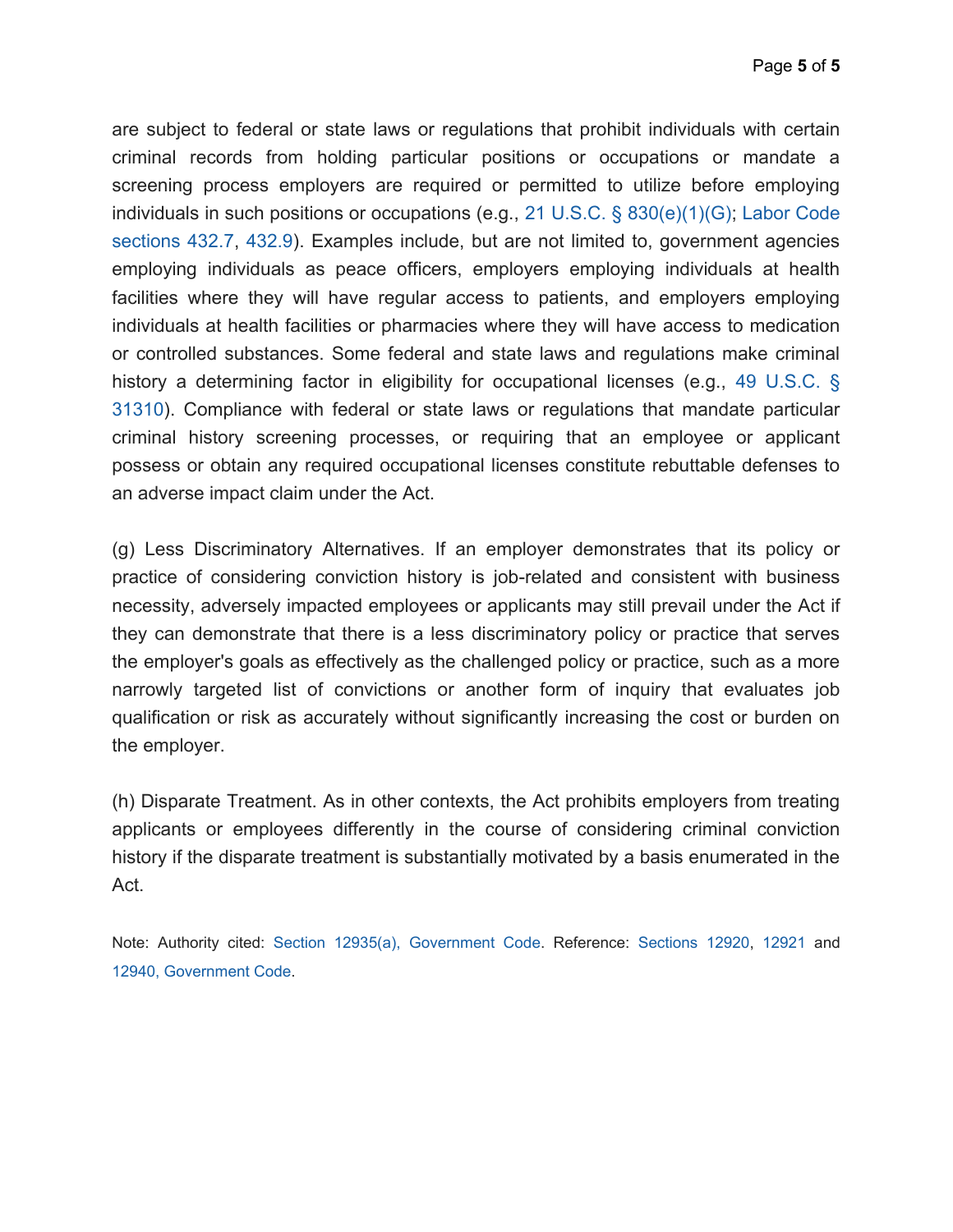are subject to federal or state laws or regulations that prohibit individuals with certain criminal records from holding particular positions or occupations or mandate a screening process employers are required or permitted to utilize before employing individuals in such positions or occupations (e.g., 21 U.S.C. § 830(e)(1)(G); Labor Code sections 432.7, 432.9). Examples include, but are not limited to, government agencies employing individuals as peace officers, employers employing individuals at health facilities where they will have regular access to patients, and employers employing individuals at health facilities or pharmacies where they will have access to medication or controlled substances. Some federal and state laws and regulations make criminal history a determining factor in eligibility for occupational licenses (e.g., 49 U.S.C. § 31310). Compliance with federal or state laws or regulations that mandate particular criminal history screening processes, or requiring that an employee or applicant possess or obtain any required occupational licenses constitute rebuttable defenses to an adverse impact claim under the Act.

(g) Less Discriminatory Alternatives. If an employer demonstrates that its policy or practice of considering conviction history is job-related and consistent with business necessity, adversely impacted employees or applicants may still prevail under the Act if they can demonstrate that there is a less discriminatory policy or practice that serves the employer's goals as effectively as the challenged policy or practice, such as a more narrowly targeted list of convictions or another form of inquiry that evaluates job qualification or risk as accurately without significantly increasing the cost or burden on the employer.

(h) Disparate Treatment. As in other contexts, the Act prohibits employers from treating applicants or employees differently in the course of considering criminal conviction history if the disparate treatment is substantially motivated by a basis enumerated in the Act.

Note: Authority cited: Section 12935(a), Government Code. Reference: Sections 12920, 12921 and 12940, Government Code.